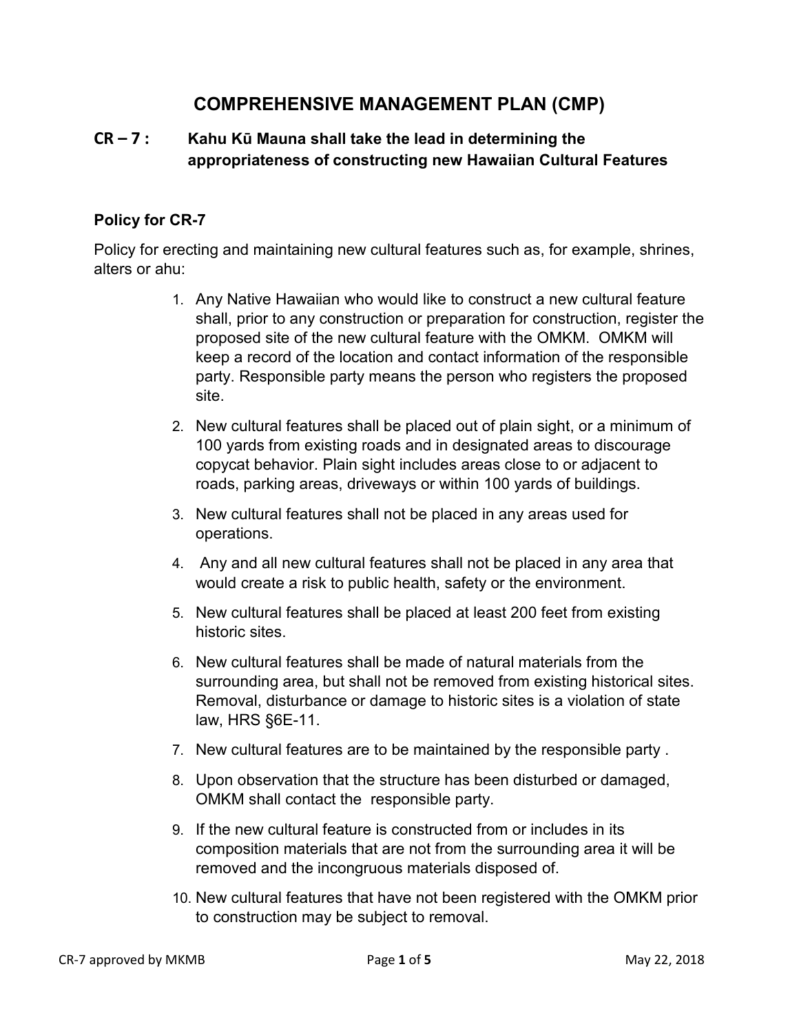# COMPREHENSIVE MANAGEMENT PLAN (CMP)

## CR – 7 : Kahu Kū Mauna shall take the lead in determining the appropriateness of constructing new Hawaiian Cultural Features

### Policy for CR-7

Policy for erecting and maintaining new cultural features such as, for example, shrines, alters or ahu:

1. Any Native Hawaiian who would like to construct a new cultural feature shall, prior to any construction or preparation for construction, register the proposed site of the new cultural feature with the OMKM. OMKM will keep a record of the location and contact information of the responsible party. Responsible party means the person who registers the proposed site.
2. New cultural features shall be placed out of plain sight, or a minimum of 100 yards from existing roads and in designated areas to discourage copycat behavior. Plain sight includes areas close to or adjacent to roads, parking areas, driveways or within 100 yards of buildings.
3. New cultural features shall not be placed in any areas used for operations.
4. Any and all new cultural features shall not be placed in any area that would create a risk to public health, safety or the environment.
5. New cultural features shall be placed at least 200 feet from existing historic sites.
6. New cultural features shall be made of natural materials from the surrounding area, but shall not be removed from existing historical sites. Removal, disturbance or damage to historic sites is a violation of state law, HRS §6E-11.
7. New cultural features are to be maintained by the responsible party .
8. Upon observation that the structure has been disturbed or damaged, OMKM shall contact the responsible party.
9. If the new cultural feature is constructed from or includes in its composition materials that are not from the surrounding area it will be removed and the incongruous materials disposed of.
10. New cultural features that have not been registered with the OMKM prior to construction may be subject to removal.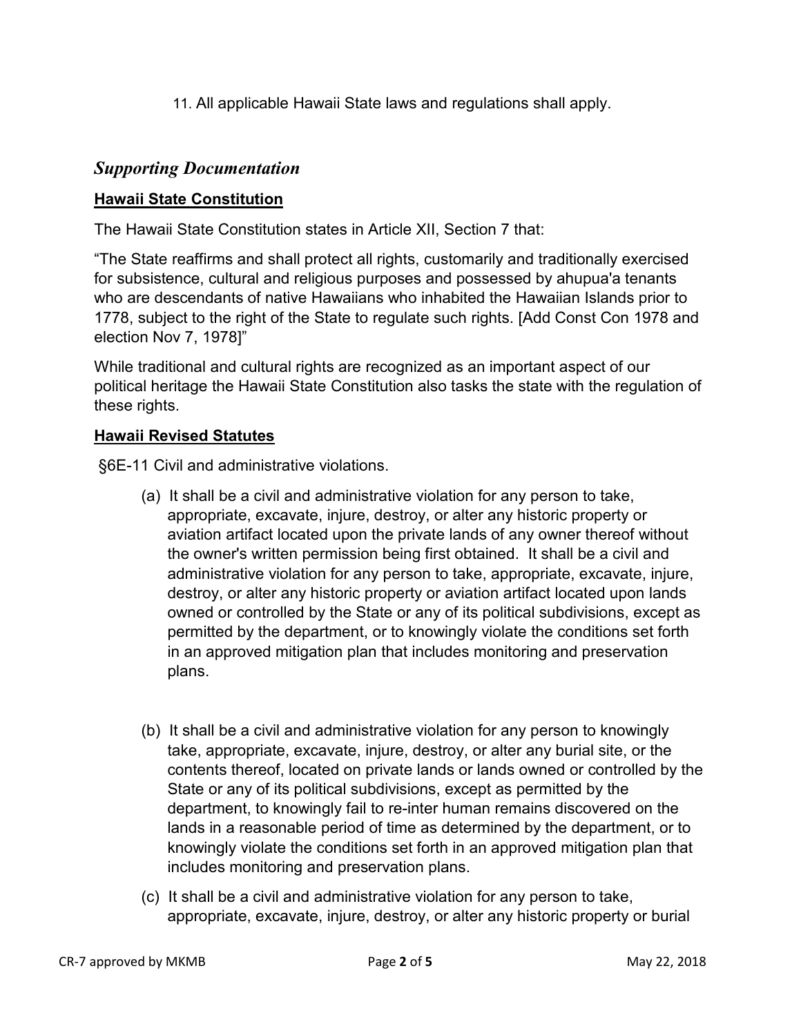11. All applicable Hawaii State laws and regulations shall apply.

## *Supporting Documentation*

### **Hawaii State Constitution**

The Hawaii State Constitution states in Article XII, Section 7 that:

"The State reaffirms and shall protect all rights, customarily and traditionally exercised for subsistence, cultural and religious purposes and possessed by ahupua'a tenants who are descendants of native Hawaiians who inhabited the Hawaiian Islands prior to 1778, subject to the right of the State to regulate such rights. [Add Const Con 1978 and election Nov 7, 1978]"

While traditional and cultural rights are recognized as an important aspect of our political heritage the Hawaii State Constitution also tasks the state with the regulation of these rights.

### **Hawaii Revised Statutes**

§6E-11 Civil and administrative violations.

(a) It shall be a civil and administrative violation for any person to take, appropriate, excavate, injure, destroy, or alter any historic property or aviation artifact located upon the private lands of any owner thereof without the owner's written permission being first obtained. It shall be a civil and administrative violation for any person to take, appropriate, excavate, injure, destroy, or alter any historic property or aviation artifact located upon lands owned or controlled by the State or any of its political subdivisions, except as permitted by the department, or to knowingly violate the conditions set forth in an approved mitigation plan that includes monitoring and preservation plans.

(b) It shall be a civil and administrative violation for any person to knowingly take, appropriate, excavate, injure, destroy, or alter any burial site, or the contents thereof, located on private lands or lands owned or controlled by the State or any of its political subdivisions, except as permitted by the department, to knowingly fail to re-inter human remains discovered on the lands in a reasonable period of time as determined by the department, or to knowingly violate the conditions set forth in an approved mitigation plan that includes monitoring and preservation plans.

(c) It shall be a civil and administrative violation for any person to take, appropriate, excavate, injure, destroy, or alter any historic property or burial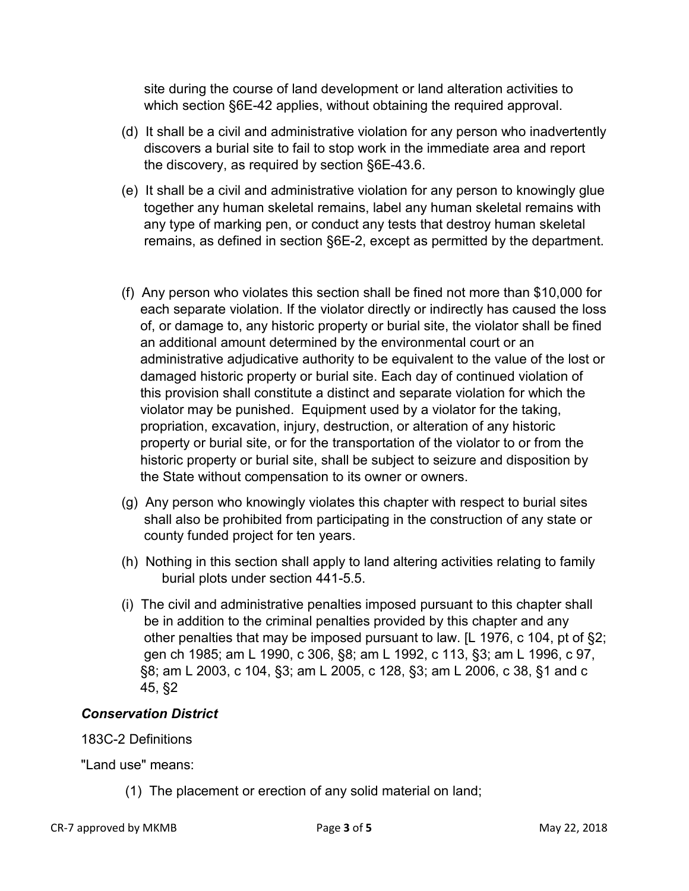site during the course of land development or land alteration activities to which section §6E-42 applies, without obtaining the required approval.

(d) It shall be a civil and administrative violation for any person who inadvertently discovers a burial site to fail to stop work in the immediate area and report the discovery, as required by section §6E-43.6.

(e) It shall be a civil and administrative violation for any person to knowingly glue together any human skeletal remains, label any human skeletal remains with any type of marking pen, or conduct any tests that destroy human skeletal remains, as defined in section §6E-2, except as permitted by the department.

(f) Any person who violates this section shall be fined not more than $10,000 for each separate violation. If the violator directly or indirectly has caused the loss of, or damage to, any historic property or burial site, the violator shall be fined an additional amount determined by the environmental court or an administrative adjudicative authority to be equivalent to the value of the lost or damaged historic property or burial site. Each day of continued violation of this provision shall constitute a distinct and separate violation for which the violator may be punished. Equipment used by a violator for the taking, propriation, excavation, injury, destruction, or alteration of any historic property or burial site, or for the transportation of the violator to or from the historic property or burial site, shall be subject to seizure and disposition by the State without compensation to its owner or owners.

(g) Any person who knowingly violates this chapter with respect to burial sites shall also be prohibited from participating in the construction of any state or county funded project for ten years.

(h) Nothing in this section shall apply to land altering activities relating to family burial plots under section 441-5.5.

(i) The civil and administrative penalties imposed pursuant to this chapter shall be in addition to the criminal penalties provided by this chapter and any other penalties that may be imposed pursuant to law. [L 1976, c 104, pt of §2; gen ch 1985; am L 1990, c 306, §8; am L 1992, c 113, §3; am L 1996, c 97, §8; am L 2003, c 104, §3; am L 2005, c 128, §3; am L 2006, c 38, §1 and c 45, §2

***Conservation District***

183C-2 Definitions

"Land use" means:

(1) The placement or erection of any solid material on land;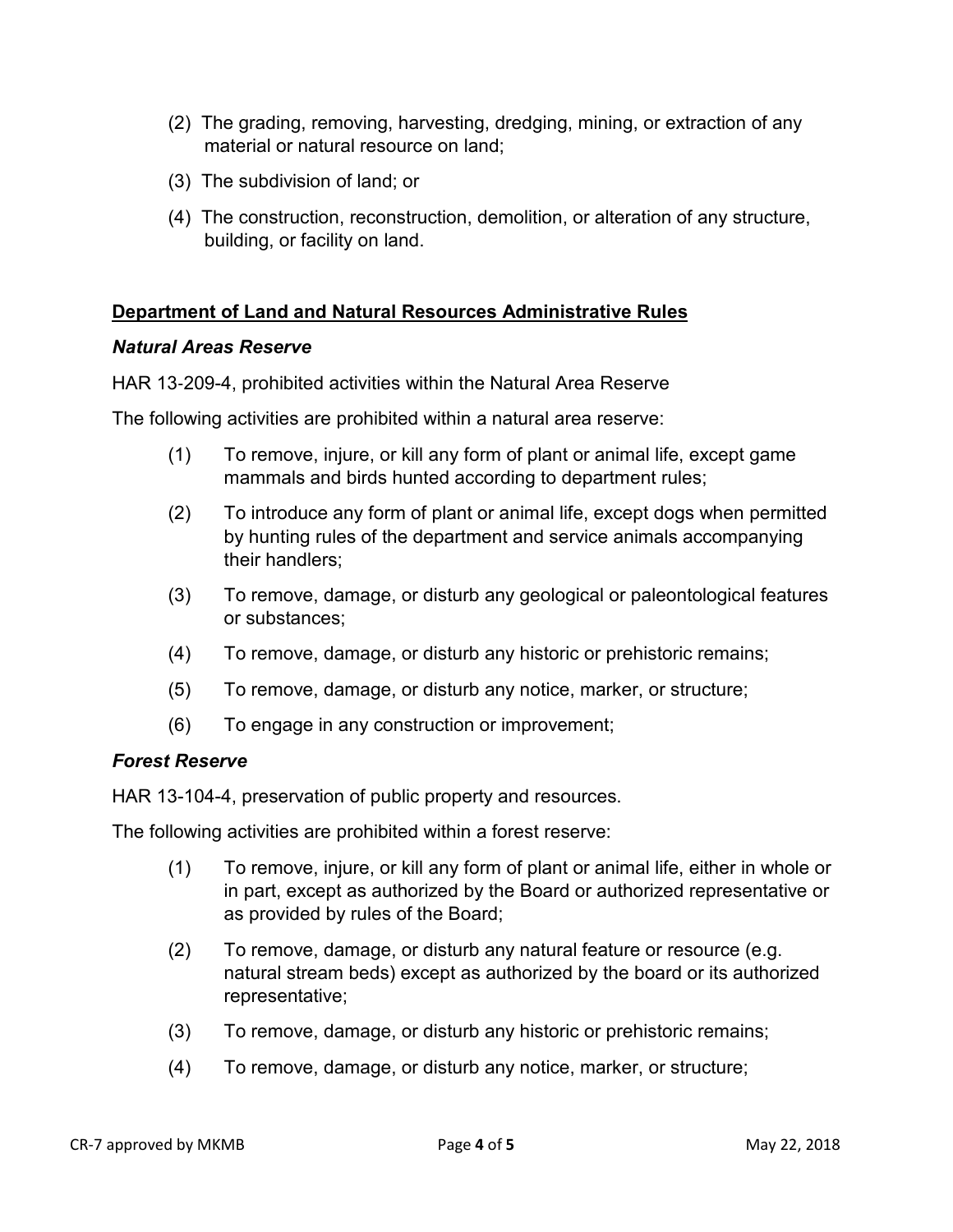(2) The grading, removing, harvesting, dredging, mining, or extraction of any material or natural resource on land;

(3) The subdivision of land; or

(4) The construction, reconstruction, demolition, or alteration of any structure, building, or facility on land.

## Department of Land and Natural Resources Administrative Rules

### *Natural Areas Reserve*

HAR 13-209-4, prohibited activities within the Natural Area Reserve

The following activities are prohibited within a natural area reserve:

(1) To remove, injure, or kill any form of plant or animal life, except game mammals and birds hunted according to department rules;

(2) To introduce any form of plant or animal life, except dogs when permitted by hunting rules of the department and service animals accompanying their handlers;

(3) To remove, damage, or disturb any geological or paleontological features or substances;

(4) To remove, damage, or disturb any historic or prehistoric remains;

(5) To remove, damage, or disturb any notice, marker, or structure;

(6) To engage in any construction or improvement;

### *Forest Reserve*

HAR 13-104-4, preservation of public property and resources.

The following activities are prohibited within a forest reserve:

(1) To remove, injure, or kill any form of plant or animal life, either in whole or in part, except as authorized by the Board or authorized representative or as provided by rules of the Board;

(2) To remove, damage, or disturb any natural feature or resource (e.g. natural stream beds) except as authorized by the board or its authorized representative;

(3) To remove, damage, or disturb any historic or prehistoric remains;

(4) To remove, damage, or disturb any notice, marker, or structure;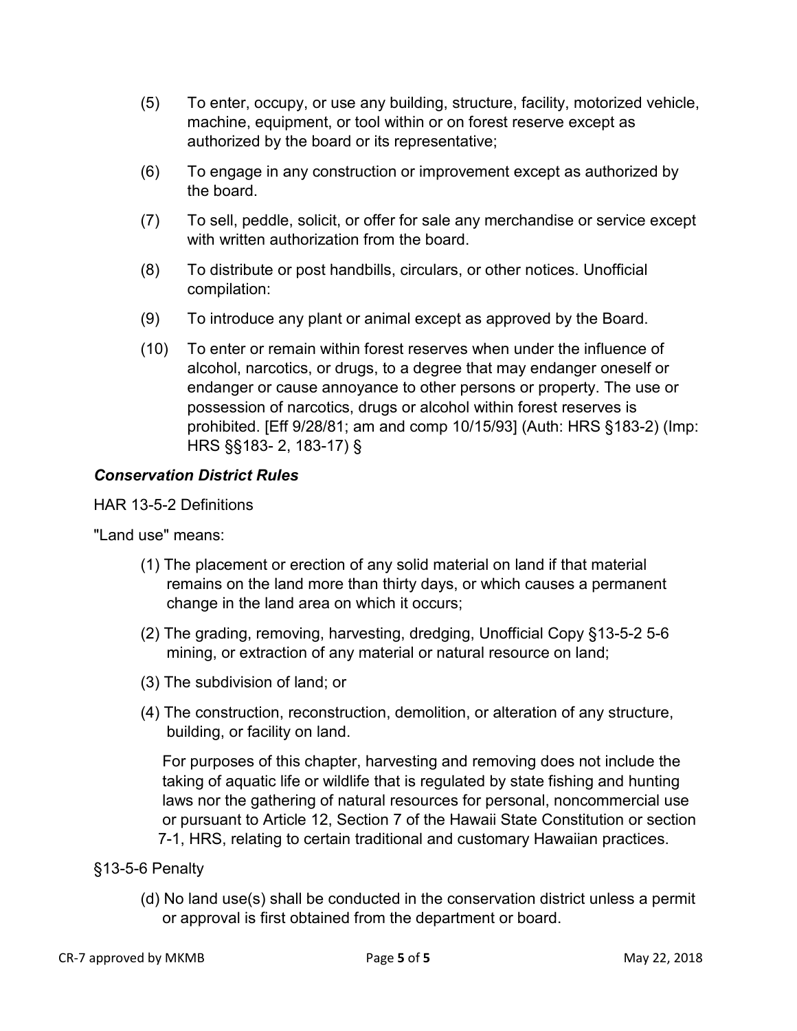(5) To enter, occupy, or use any building, structure, facility, motorized vehicle, machine, equipment, or tool within or on forest reserve except as authorized by the board or its representative;

(6) To engage in any construction or improvement except as authorized by the board.

(7) To sell, peddle, solicit, or offer for sale any merchandise or service except with written authorization from the board.

(8) To distribute or post handbills, circulars, or other notices. Unofficial compilation:

(9) To introduce any plant or animal except as approved by the Board.

(10) To enter or remain within forest reserves when under the influence of alcohol, narcotics, or drugs, to a degree that may endanger oneself or endanger or cause annoyance to other persons or property. The use or possession of narcotics, drugs or alcohol within forest reserves is prohibited. [Eff 9/28/81; am and comp 10/15/93] (Auth: HRS §183-2) (Imp: HRS §§183- 2, 183-17) §

***Conservation District Rules***

HAR 13-5-2 Definitions

"Land use" means:

(1) The placement or erection of any solid material on land if that material remains on the land more than thirty days, or which causes a permanent change in the land area on which it occurs;

(2) The grading, removing, harvesting, dredging, Unofficial Copy §13-5-2 5-6 mining, or extraction of any material or natural resource on land;

(3) The subdivision of land; or

(4) The construction, reconstruction, demolition, or alteration of any structure, building, or facility on land.

For purposes of this chapter, harvesting and removing does not include the taking of aquatic life or wildlife that is regulated by state fishing and hunting laws nor the gathering of natural resources for personal, noncommercial use or pursuant to Article 12, Section 7 of the Hawaii State Constitution or section 7-1, HRS, relating to certain traditional and customary Hawaiian practices.

§13-5-6 Penalty

(d) No land use(s) shall be conducted in the conservation district unless a permit or approval is first obtained from the department or board.